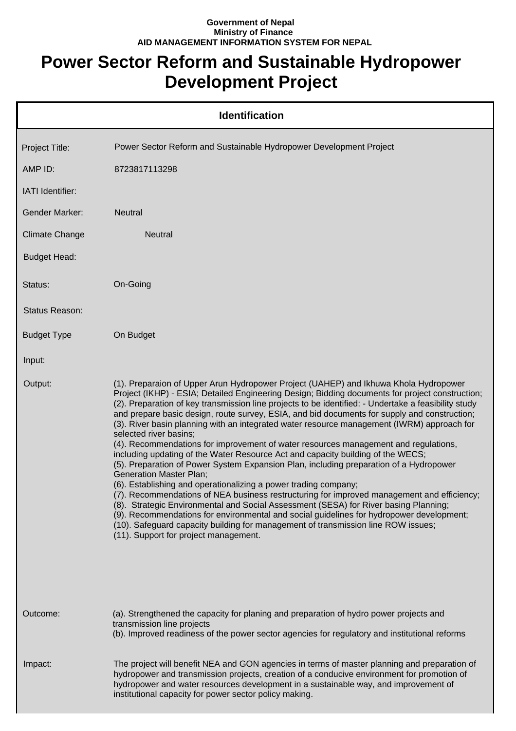**Government of Nepal**
**Ministry of Finance**
**AID MANAGEMENT INFORMATION SYSTEM FOR NEPAL**

# Power Sector Reform and Sustainable Hydropower Development Project

## Identification

| | |
|---|---|
| Project Title: | Power Sector Reform and Sustainable Hydropower Development Project |
| AMP ID: | 8723817113298 |
| IATI Identifier: | |
| Gender Marker: | Neutral |
| Climate Change | Neutral |
| Budget Head: | |
| Status: | On-Going |
| Status Reason: | |
| Budget Type | On Budget |
| Input: | |
| Output: | (1). Preparaion of Upper Arun Hydropower Project (UAHEP) and Ikhuwa Khola Hydropower Project (IKHP) - ESIA; Detailed Engineering Design; Bidding documents for project construction;<br>(2). Preparation of key transmission line projects to be identified: - Undertake a feasibility study and prepare basic design, route survey, ESIA, and bid documents for supply and construction;<br>(3). River basin planning with an integrated water resource management (IWRM) approach for selected river basins;<br>(4). Recommendations for improvement of water resources management and regulations, including updating of the Water Resource Act and capacity building of the WECS;<br>(5). Preparation of Power System Expansion Plan, including preparation of a Hydropower Generation Master Plan;<br>(6). Establishing and operationalizing a power trading company;<br>(7). Recommendations of NEA business restructuring for improved management and efficiency;<br>(8). Strategic Environmental and Social Assessment (SESA) for River basing Planning;<br>(9). Recommendations for environmental and social guidelines for hydropower development;<br>(10). Safeguard capacity building for management of transmission line ROW issues;<br>(11). Support for project management. |
| Outcome: | (a). Strengthened the capacity for planing and preparation of hydro power projects and transmission line projects<br>(b). Improved readiness of the power sector agencies for regulatory and institutional reforms |
| Impact: | The project will benefit NEA and GON agencies in terms of master planning and preparation of hydropower and transmission projects, creation of a conducive environment for promotion of hydropower and water resources development in a sustainable way, and improvement of institutional capacity for power sector policy making. |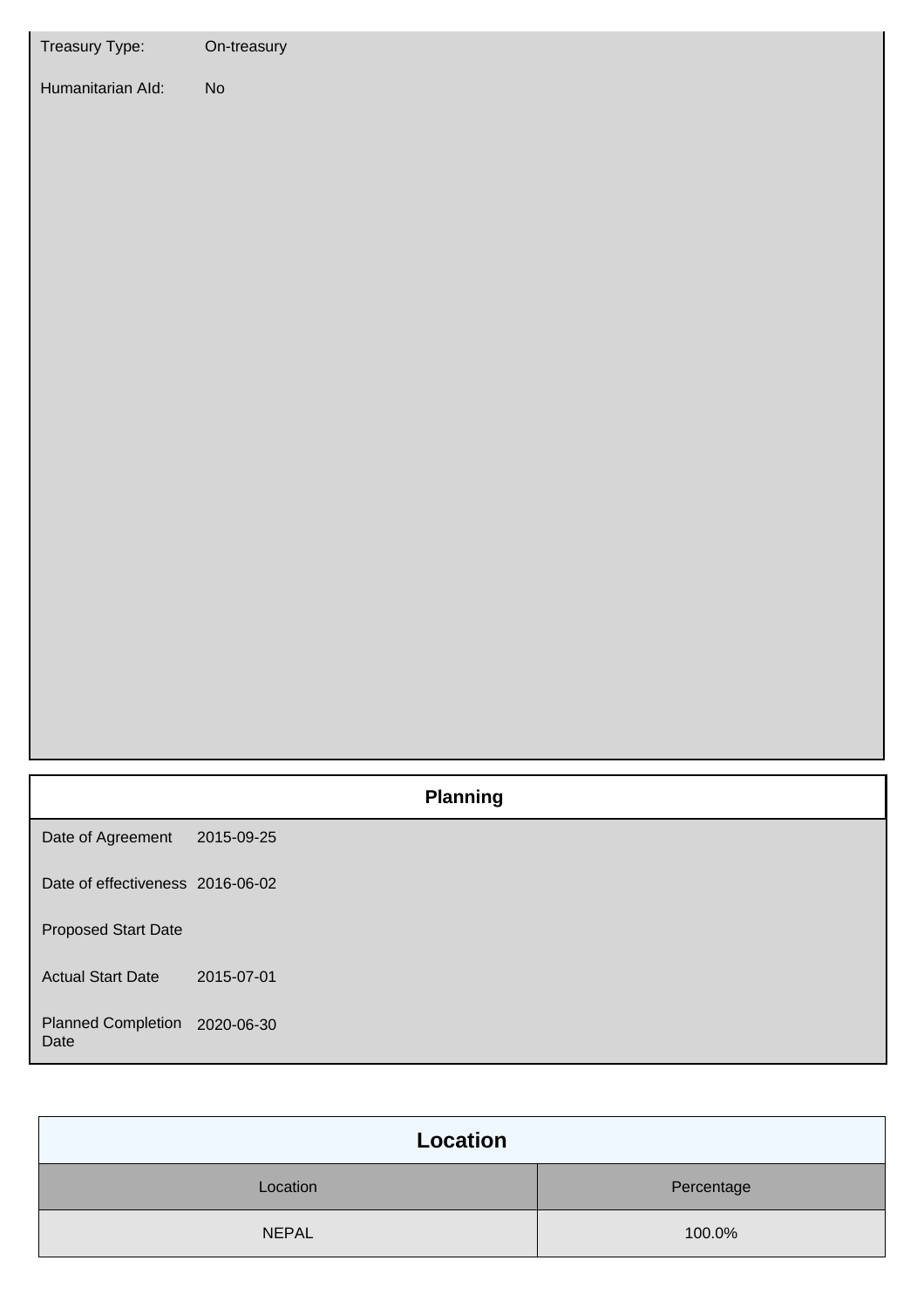| | |
|---|---|
| Treasury Type: | On-treasury |
| Humanitarian AId: | No |

## Planning

| | |
|---|---|
| Date of Agreement | 2015-09-25 |
| Date of effectiveness | 2016-06-02 |
| Proposed Start Date | |
| Actual Start Date | 2015-07-01 |
| Planned Completion Date | 2020-06-30 |

## Location

| Location | Percentage |
|---|---|
| NEPAL | 100.0% |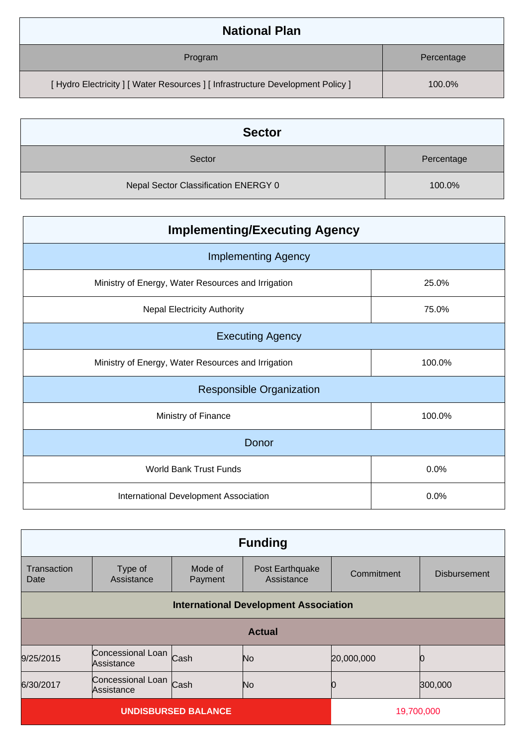## National Plan

| Program | Percentage |
| --- | --- |
| [ Hydro Electricity ] [ Water Resources ] [ Infrastructure Development Policy ] | 100.0% |

## Sector

| Sector | Percentage |
| --- | --- |
| Nepal Sector Classification ENERGY 0 | 100.0% |

## Implementing/Executing Agency

| Implementing Agency | |
| --- | --- |
| Ministry of Energy, Water Resources and Irrigation | 25.0% |
| Nepal Electricity Authority | 75.0% |
| **Executing Agency** | |
| Ministry of Energy, Water Resources and Irrigation | 100.0% |
| **Responsible Organization** | |
| Ministry of Finance | 100.0% |
| **Donor** | |
| World Bank Trust Funds | 0.0% |
| International Development Association | 0.0% |

## Funding

| Transaction Date | Type of Assistance | Mode of Payment | Post Earthquake Assistance | Commitment | Disbursement |
| --- | --- | --- | --- | --- | --- |
| **International Development Association** | | | | | |
| **Actual** | | | | | |
| 9/25/2015 | Concessional Loan Assistance | Cash | No | 20,000,000 | 0 |
| 6/30/2017 | Concessional Loan Assistance | Cash | No | 0 | 300,000 |
| **UNDISBURSED BALANCE** | | | | 19,700,000 | |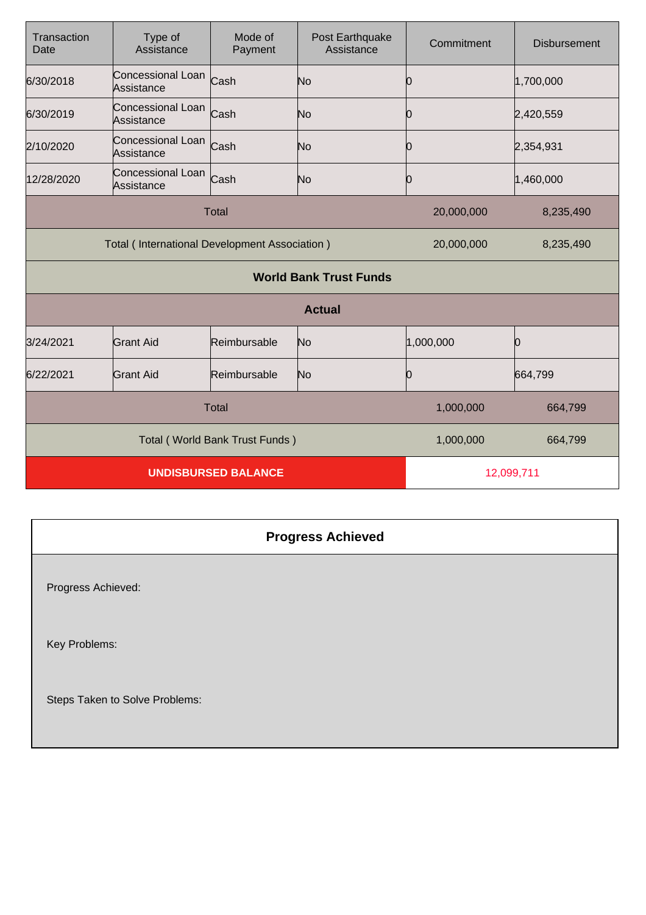| Transaction Date | Type of Assistance | Mode of Payment | Post Earthquake Assistance | Commitment | Disbursement |
|---|---|---|---|---|---|
| 6/30/2018 | Concessional Loan Assistance | Cash | No | 0 | 1,700,000 |
| 6/30/2019 | Concessional Loan Assistance | Cash | No | 0 | 2,420,559 |
| 2/10/2020 | Concessional Loan Assistance | Cash | No | 0 | 2,354,931 |
| 12/28/2020 | Concessional Loan Assistance | Cash | No | 0 | 1,460,000 |
| Total | | | | 20,000,000 | 8,235,490 |
| Total ( International Development Association ) | | | | 20,000,000 | 8,235,490 |
| **World Bank Trust Funds** | | | | | |
| **Actual** | | | | | |
| 3/24/2021 | Grant Aid | Reimbursable | No | 1,000,000 | 0 |
| 6/22/2021 | Grant Aid | Reimbursable | No | 0 | 664,799 |
| Total | | | | 1,000,000 | 664,799 |
| Total ( World Bank Trust Funds ) | | | | 1,000,000 | 664,799 |
| **UNDISBURSED BALANCE** | | | | 12,099,711 | |

## Progress Achieved

Progress Achieved:

Key Problems:

Steps Taken to Solve Problems: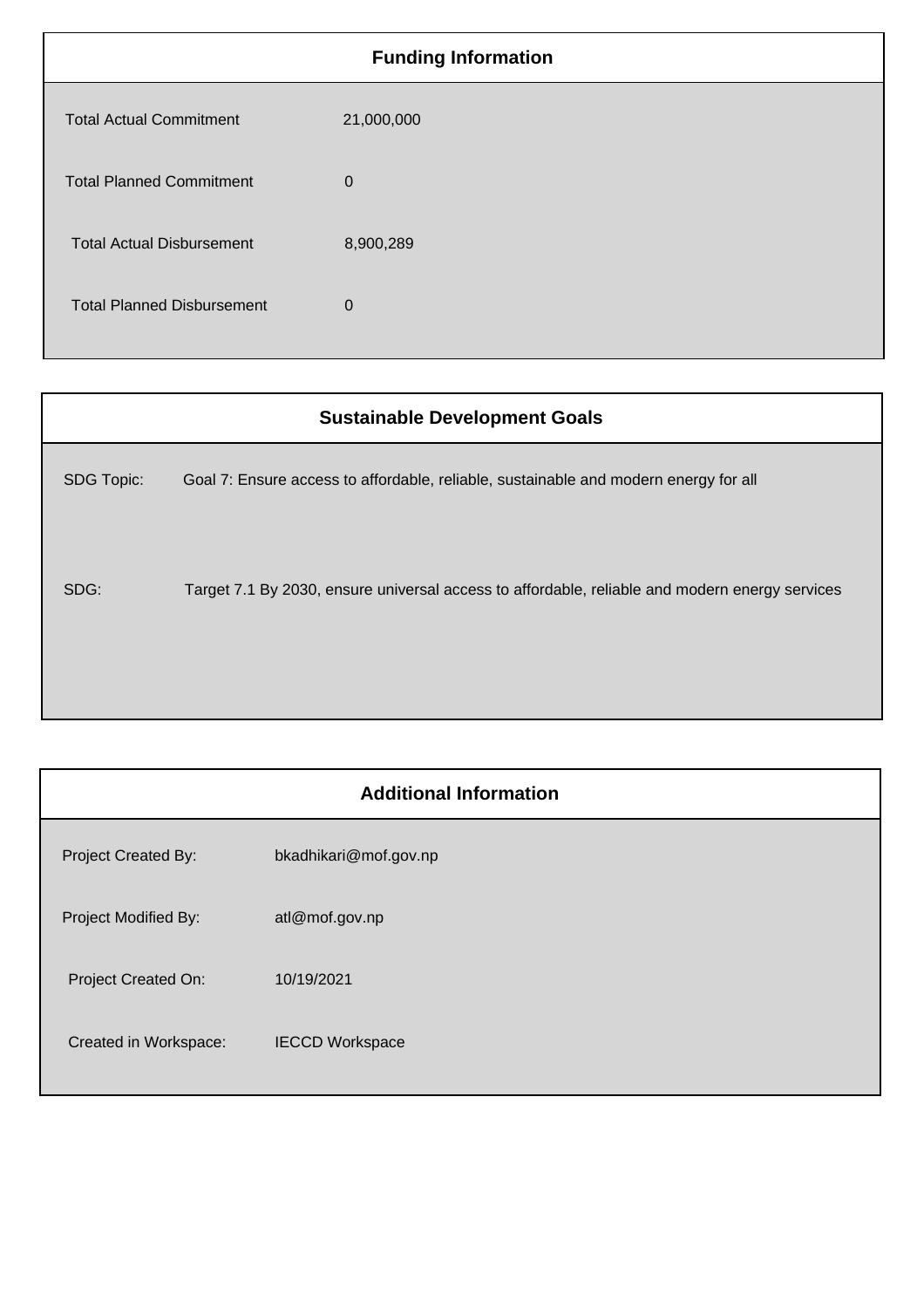## Funding Information

| | |
|---|---|
| Total Actual Commitment | 21,000,000 |
| Total Planned Commitment | 0 |
| Total Actual Disbursement | 8,900,289 |
| Total Planned Disbursement | 0 |

## Sustainable Development Goals

| | |
|---|---|
| SDG Topic: | Goal 7: Ensure access to affordable, reliable, sustainable and modern energy for all |
| SDG: | Target 7.1 By 2030, ensure universal access to affordable, reliable and modern energy services |

## Additional Information

| | |
|---|---|
| Project Created By: | bkadhikari@mof.gov.np |
| Project Modified By: | atl@mof.gov.np |
| Project Created On: | 10/19/2021 |
| Created in Workspace: | IECCD Workspace |